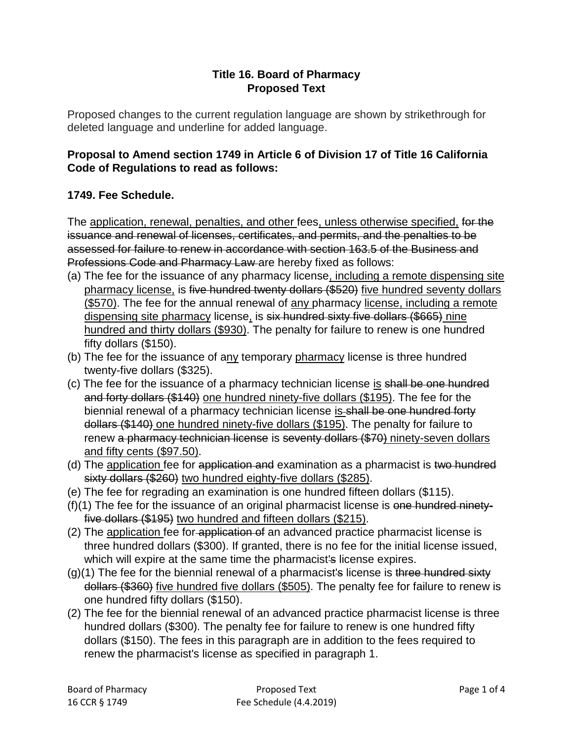**Title 16. Board of Pharmacy**
**Proposed Text**

Proposed changes to the current regulation language are shown by strikethrough for deleted language and underline for added language.

**Proposal to Amend section 1749 in Article 6 of Division 17 of Title 16 California Code of Regulations to read as follows:**

**1749. Fee Schedule.**

The <u>application, renewal, penalties, and other</u> fees<u>, unless otherwise specified,</u> ~~for the issuance and renewal of licenses, certificates, and permits, and the penalties to be assessed for failure to renew in accordance with section 163.5 of the Business and Professions Code and Pharmacy Law~~ are hereby fixed as follows:

(a) The fee for the issuance of any pharmacy license<u>, including a remote dispensing site pharmacy license,</u> is ~~five hundred twenty dollars ($520)~~ <u>five hundred seventy dollars ($570)</u>. The fee for the annual renewal of <u>any</u> pharmacy <u>license, including a remote dispensing site pharmacy</u> license<u>,</u> is ~~six hundred sixty five dollars ($665)~~ <u>nine hundred and thirty dollars ($930)</u>. The penalty for failure to renew is one hundred fifty dollars ($150).

(b) The fee for the issuance of a<u>ny</u> temporary <u>pharmacy</u> license is three hundred twenty-five dollars ($325).

(c) The fee for the issuance of a pharmacy technician license <u>is</u> ~~shall be one hundred and forty dollars ($140)~~ <u>one hundred ninety-five dollars ($195)</u>. The fee for the biennial renewal of a pharmacy technician license <u>is</u> ~~shall be one hundred forty dollars ($140)~~ <u>one hundred ninety-five dollars ($195)</u>. The penalty for failure to renew ~~a pharmacy technician license~~ is ~~seventy dollars ($70)~~ <u>ninety-seven dollars and fifty cents ($97.50)</u>.

(d) The <u>application</u> fee for ~~application and~~ examination as a pharmacist is ~~two hundred sixty dollars ($260)~~ <u>two hundred eighty-five dollars ($285)</u>.

(e) The fee for regrading an examination is one hundred fifteen dollars ($115).

(f)(1) The fee for the issuance of an original pharmacist license is ~~one hundred ninety-five dollars ($195)~~ <u>two hundred and fifteen dollars ($215)</u>.

(2) The <u>application</u> fee for ~~application of~~ an advanced practice pharmacist license is three hundred dollars ($300). If granted, there is no fee for the initial license issued, which will expire at the same time the pharmacist<u>'</u>~~s~~ license expires.

(g)(1) The fee for the biennial renewal of a pharmacist<u>'</u>~~s~~ license is ~~three hundred sixty dollars ($360)~~ <u>five hundred five dollars ($505)</u>. The penalty fee for failure to renew is one hundred fifty dollars ($150).

(2) The fee for the biennial renewal of an advanced practice pharmacist license is three hundred dollars ($300). The penalty fee for failure to renew is one hundred fifty dollars ($150). The fees in this paragraph are in addition to the fees required to renew the pharmacist's license as specified in paragraph 1.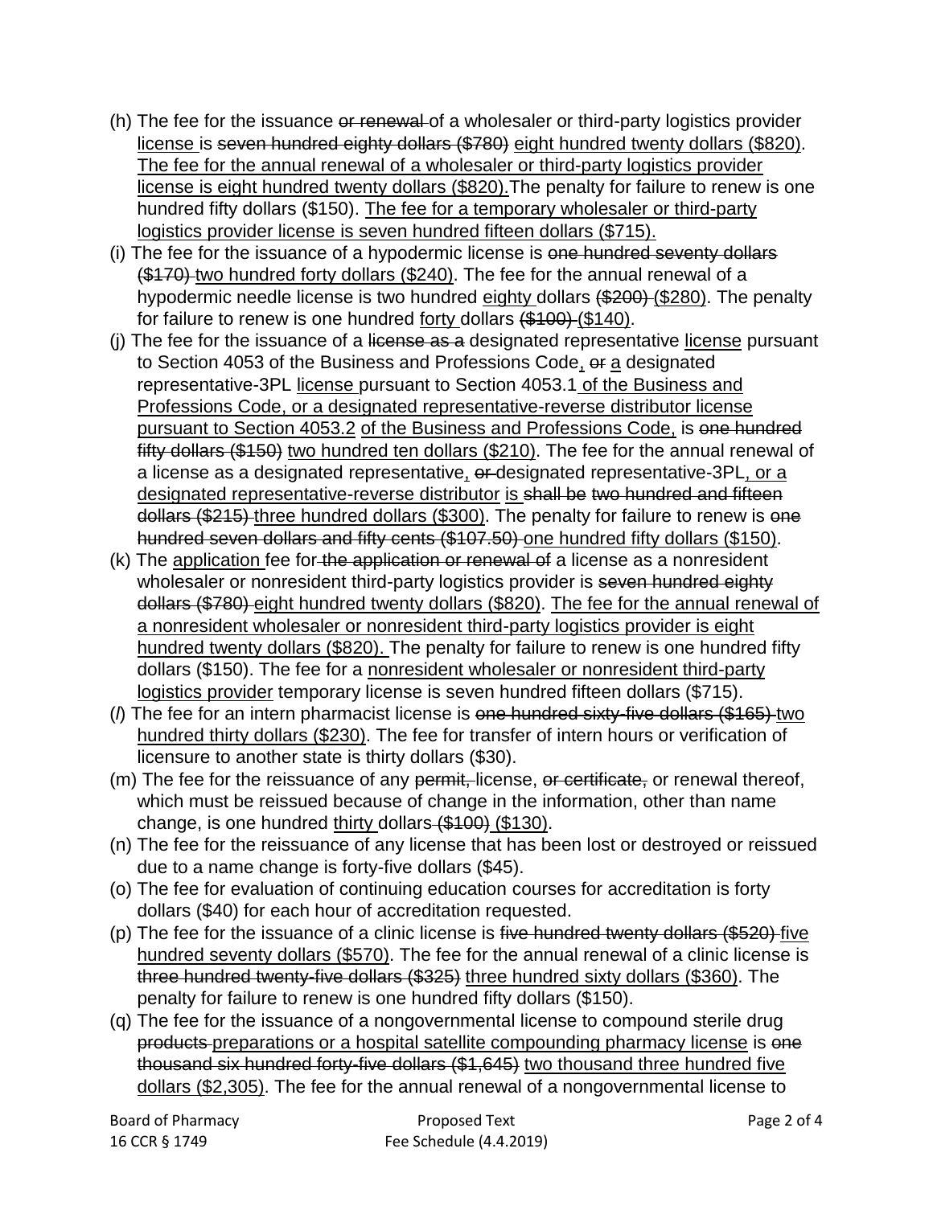(h) The fee for the issuance ~~or renewal~~ of a wholesaler or third-party logistics provider <u>license</u> is ~~seven hundred eighty dollars ($780)~~ <u>eight hundred twenty dollars ($820)</u>. <u>The fee for the annual renewal of a wholesaler or third-party logistics provider license is eight hundred twenty dollars ($820).</u> The penalty for failure to renew is one hundred fifty dollars ($150). <u>The fee for a temporary wholesaler or third-party logistics provider license is seven hundred fifteen dollars ($715).</u>

(i) The fee for the issuance of a hypodermic license is ~~one hundred seventy dollars ($170)~~ <u>two hundred forty dollars ($240)</u>. The fee for the annual renewal of a hypodermic needle license is two hundred <u>eighty</u> dollars ~~($200)~~ <u>($280)</u>. The penalty for failure to renew is one hundred <u>forty</u> dollars ~~($100)~~ <u>($140)</u>.

(j) The fee for the issuance of a ~~license as a~~ designated representative <u>license</u> pursuant to Section 4053 of the Business and Professions Code<u>,</u> ~~or~~ <u>a</u> designated representative-3PL <u>license</u> pursuant to Section 4053.1 <u>of the Business and Professions Code, or a designated representative-reverse distributor license pursuant to Section 4053.2</u> <u>of the Business and Professions Code,</u> is ~~one hundred fifty dollars ($150)~~ <u>two hundred ten dollars ($210)</u>. The fee for the annual renewal of a license as a designated representative<u>,</u> ~~or~~ designated representative-3PL<u>, or a designated representative-reverse distributor</u> <u>is</u> ~~shall be~~ ~~two hundred and fifteen dollars ($215)~~ <u>three hundred dollars ($300)</u>. The penalty for failure to renew is ~~one hundred seven dollars and fifty cents ($107.50)~~ <u>one hundred fifty dollars ($150)</u>.

(k) The <u>application</u> fee for ~~the application or renewal of~~ a license as a nonresident wholesaler or nonresident third-party logistics provider is ~~seven hundred eighty dollars ($780)~~ <u>eight hundred twenty dollars ($820)</u>. <u>The fee for the annual renewal of a nonresident wholesaler or nonresident third-party logistics provider is eight hundred twenty dollars ($820).</u> The penalty for failure to renew is one hundred fifty dollars ($150). The fee for a <u>nonresident wholesaler or nonresident third-party logistics provider</u> temporary license is seven hundred fifteen dollars ($715).

(*l*) The fee for an intern pharmacist license is ~~one hundred sixty-five dollars ($165)~~ <u>two hundred thirty dollars ($230)</u>. The fee for transfer of intern hours or verification of licensure to another state is thirty dollars ($30).

(m) The fee for the reissuance of any ~~permit,~~ license, ~~or certificate,~~ or renewal thereof, which must be reissued because of change in the information, other than name change, is one hundred <u>thirty</u> dollars ~~($100)~~ <u>($130)</u>.

(n) The fee for the reissuance of any license that has been lost or destroyed or reissued due to a name change is forty-five dollars ($45).

(o) The fee for evaluation of continuing education courses for accreditation is forty dollars ($40) for each hour of accreditation requested.

(p) The fee for the issuance of a clinic license is ~~five hundred twenty dollars ($520)~~ <u>five hundred seventy dollars ($570)</u>. The fee for the annual renewal of a clinic license is ~~three hundred twenty-five dollars ($325)~~ <u>three hundred sixty dollars ($360)</u>. The penalty for failure to renew is one hundred fifty dollars ($150).

(q) The fee for the issuance of a nongovernmental license to compound sterile drug ~~products~~ <u>preparations or a hospital satellite compounding pharmacy license</u> is ~~one thousand six hundred forty-five dollars ($1,645)~~ <u>two thousand three hundred five dollars ($2,305)</u>. The fee for the annual renewal of a nongovernmental license to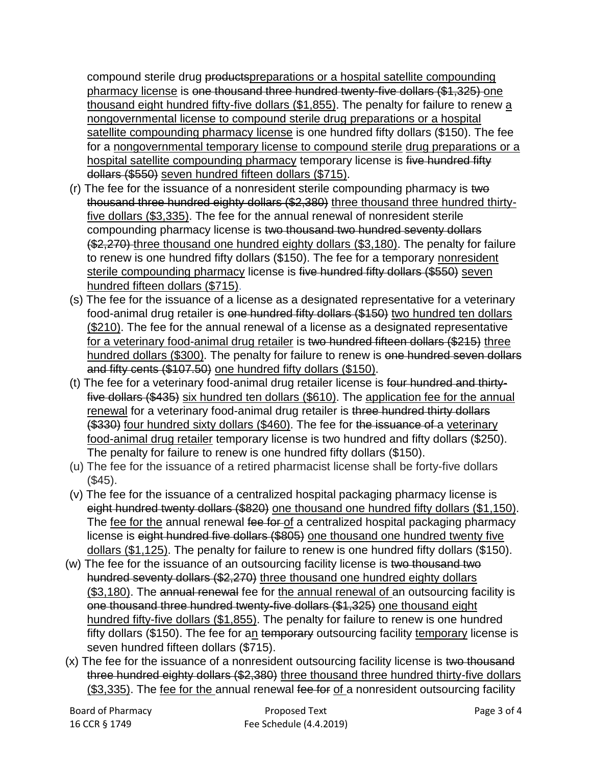compound sterile drug ~~products~~<u>preparations or a hospital satellite compounding pharmacy license</u> is ~~one thousand three hundred twenty-five dollars ($1,325)~~ <u>one thousand eight hundred fifty-five dollars ($1,855)</u>. The penalty for failure to renew <u>a nongovernmental license to compound sterile drug preparations or a hospital satellite compounding pharmacy license</u> is one hundred fifty dollars ($150). The fee for a <u>nongovernmental temporary license to compound sterile drug preparations or a hospital satellite compounding pharmacy</u> temporary license is ~~five hundred fifty dollars ($550)~~ <u>seven hundred fifteen dollars ($715)</u>.

(r) The fee for the issuance of a nonresident sterile compounding pharmacy is ~~two thousand three hundred eighty dollars ($2,380)~~ <u>three thousand three hundred thirty-five dollars ($3,335)</u>. The fee for the annual renewal of nonresident sterile compounding pharmacy license is ~~two thousand two hundred seventy dollars ($2,270)~~ <u>three thousand one hundred eighty dollars ($3,180)</u>. The penalty for failure to renew is one hundred fifty dollars ($150). The fee for a temporary <u>nonresident sterile compounding pharmacy</u> license is ~~five hundred fifty dollars ($550)~~ <u>seven hundred fifteen dollars ($715)</u>.

(s) The fee for the issuance of a license as a designated representative for a veterinary food-animal drug retailer is ~~one hundred fifty dollars ($150)~~ <u>two hundred ten dollars ($210)</u>. The fee for the annual renewal of a license as a designated representative <u>for a veterinary food-animal drug retailer</u> is ~~two hundred fifteen dollars ($215)~~ <u>three hundred dollars ($300)</u>. The penalty for failure to renew is ~~one hundred seven dollars and fifty cents ($107.50)~~ <u>one hundred fifty dollars ($150)</u>.

(t) The fee for a veterinary food-animal drug retailer license is ~~four hundred and thirty-five dollars ($435)~~ <u>six hundred ten dollars ($610)</u>. The <u>application fee for the annual renewal</u> for a veterinary food-animal drug retailer is ~~three hundred thirty dollars ($330)~~ <u>four hundred sixty dollars ($460)</u>. The fee for ~~the issuance of a~~ <u>veterinary food-animal drug retailer</u> temporary license is two hundred and fifty dollars ($250). The penalty for failure to renew is one hundred fifty dollars ($150).

(u) The fee for the issuance of a retired pharmacist license shall be forty-five dollars ($45).

(v) The fee for the issuance of a centralized hospital packaging pharmacy license is ~~eight hundred twenty dollars ($820)~~ <u>one thousand one hundred fifty dollars ($1,150)</u>. The <u>fee for the</u> annual renewal ~~fee for~~ <u>of</u> a centralized hospital packaging pharmacy license is ~~eight hundred five dollars ($805)~~ <u>one thousand one hundred twenty five dollars ($1,125)</u>. The penalty for failure to renew is one hundred fifty dollars ($150).

(w) The fee for the issuance of an outsourcing facility license is ~~two thousand two hundred seventy dollars ($2,270)~~ <u>three thousand one hundred eighty dollars ($3,180)</u>. The ~~annual renewal~~ fee for <u>the annual renewal of</u> an outsourcing facility is ~~one thousand three hundred twenty-five dollars ($1,325)~~ <u>one thousand eight hundred fifty-five dollars ($1,855)</u>. The penalty for failure to renew is one hundred fifty dollars ($150). The fee for a<u>n</u> ~~temporary~~ outsourcing facility <u>temporary</u> license is seven hundred fifteen dollars ($715).

(x) The fee for the issuance of a nonresident outsourcing facility license is ~~two thousand three hundred eighty dollars ($2,380)~~ <u>three thousand three hundred thirty-five dollars ($3,335)</u>. The <u>fee for the</u> annual renewal ~~fee for~~ <u>of</u> a nonresident outsourcing facility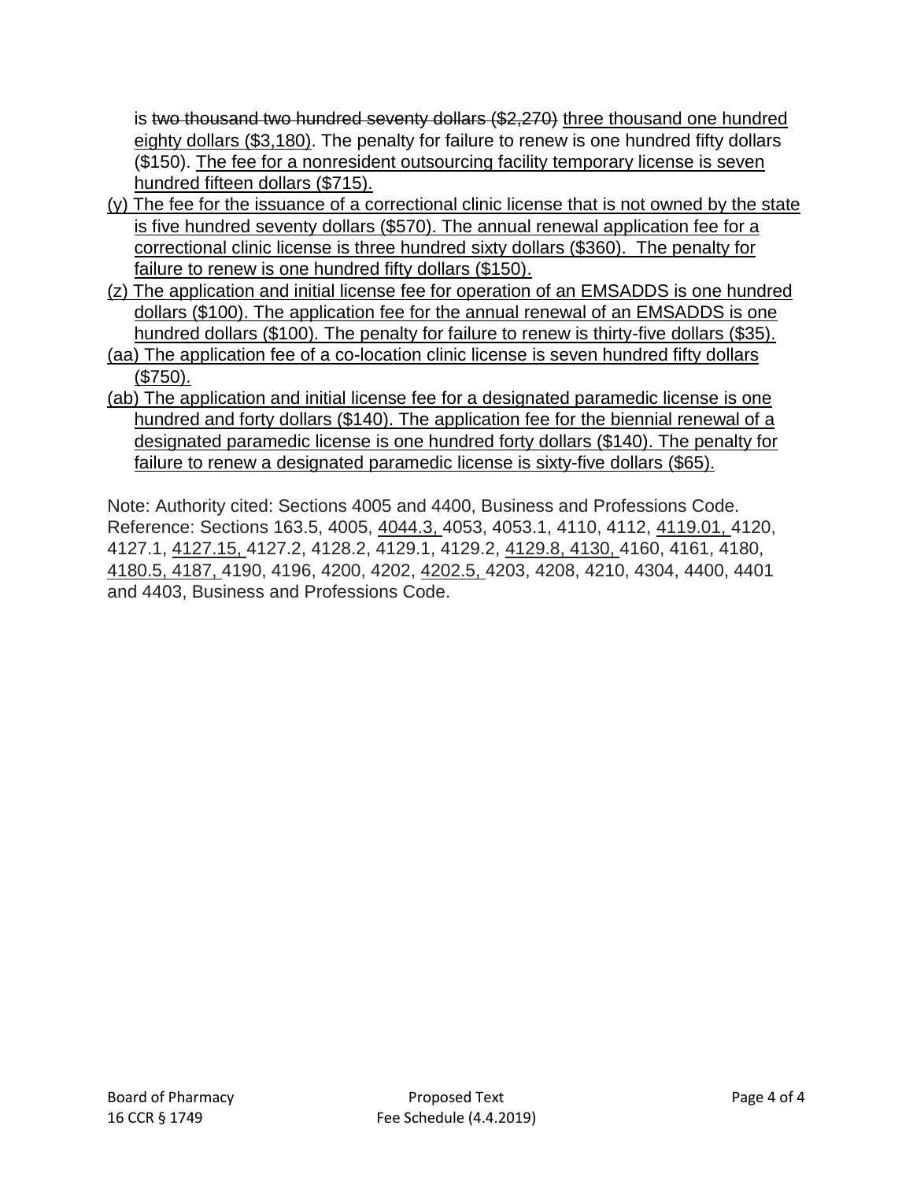is ~~two thousand two hundred seventy dollars ($2,270)~~ <u>three thousand one hundred eighty dollars ($3,180)</u>. The penalty for failure to renew is one hundred fifty dollars ($150). <u>The fee for a nonresident outsourcing facility temporary license is seven hundred fifteen dollars ($715).</u>

<u>(y) The fee for the issuance of a correctional clinic license that is not owned by the state is five hundred seventy dollars ($570). The annual renewal application fee for a correctional clinic license is three hundred sixty dollars ($360). The penalty for failure to renew is one hundred fifty dollars ($150).</u>

<u>(z) The application and initial license fee for operation of an EMSADDS is one hundred dollars ($100). The application fee for the annual renewal of an EMSADDS is one hundred dollars ($100). The penalty for failure to renew is thirty-five dollars ($35).</u>

<u>(aa) The application fee of a co-location clinic license is seven hundred fifty dollars ($750).</u>

<u>(ab) The application and initial license fee for a designated paramedic license is one hundred and forty dollars ($140). The application fee for the biennial renewal of a designated paramedic license is one hundred forty dollars ($140). The penalty for failure to renew a designated paramedic license is sixty-five dollars ($65).</u>

Note: Authority cited: Sections 4005 and 4400, Business and Professions Code. Reference: Sections 163.5, 4005, <u>4044.3,</u> 4053, 4053.1, 4110, 4112, <u>4119.01,</u> 4120, 4127.1, <u>4127.15,</u> 4127.2, 4128.2, 4129.1, 4129.2, <u>4129.8, 4130,</u> 4160, 4161, 4180, <u>4180.5, 4187,</u> 4190, 4196, 4200, 4202, <u>4202.5,</u> 4203, 4208, 4210, 4304, 4400, 4401 and 4403, Business and Professions Code.